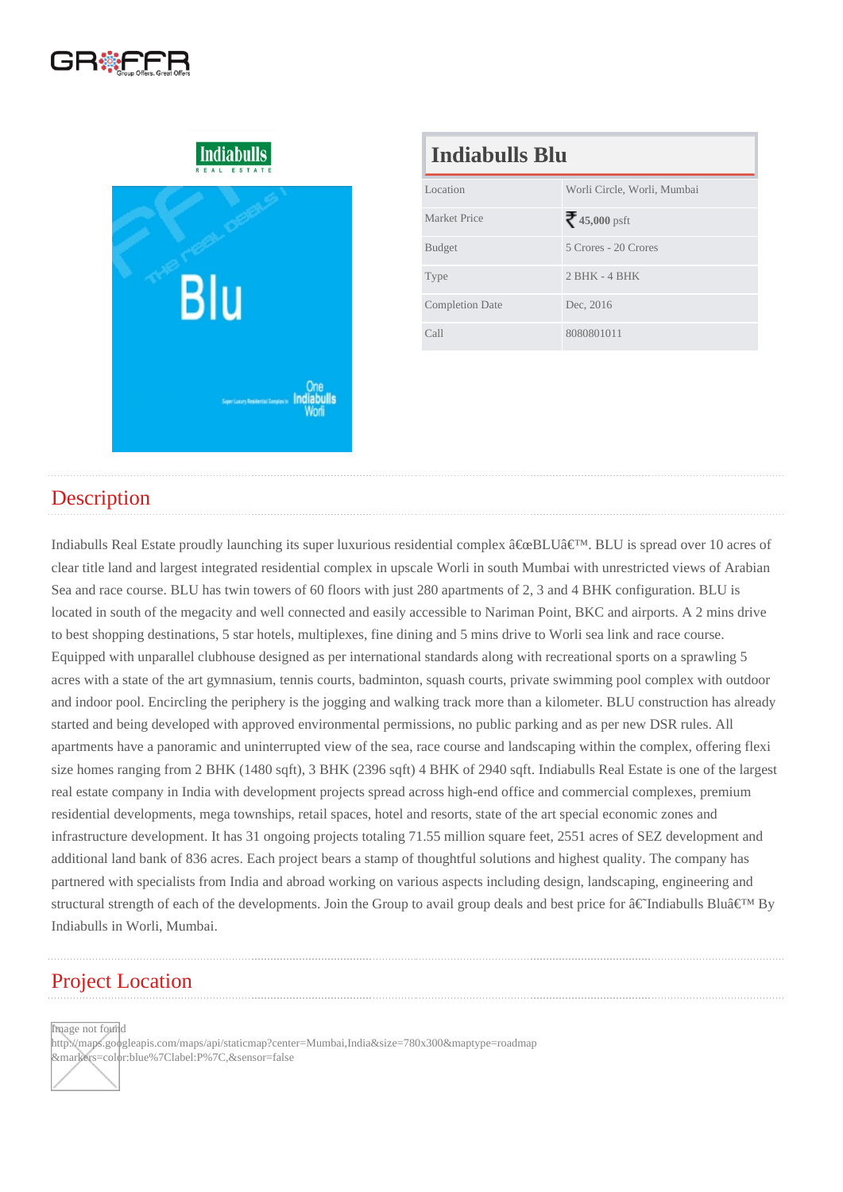# Indiabulls Blu

| Location | Worli Circle, Worli, Mumbai |
|---|---|
| Market Price | ₹ **45,000** psft |
| Budget | 5 Crores - 20 Crores |
| Type | 2 BHK - 4 BHK |
| Completion Date | Dec, 2016 |
| Call | 8080801011 |

## Description

Indiabulls Real Estate proudly launching its super luxurious residential complex â€œBLUâ€™. BLU is spread over 10 acres of clear title land and largest integrated residential complex in upscale Worli in south Mumbai with unrestricted views of Arabian Sea and race course. BLU has twin towers of 60 floors with just 280 apartments of 2, 3 and 4 BHK configuration. BLU is located in south of the megacity and well connected and easily accessible to Nariman Point, BKC and airports. A 2 mins drive to best shopping destinations, 5 star hotels, multiplexes, fine dining and 5 mins drive to Worli sea link and race course. Equipped with unparallel clubhouse designed as per international standards along with recreational sports on a sprawling 5 acres with a state of the art gymnasium, tennis courts, badminton, squash courts, private swimming pool complex with outdoor and indoor pool. Encircling the periphery is the jogging and walking track more than a kilometer. BLU construction has already started and being developed with approved environmental permissions, no public parking and as per new DSR rules. All apartments have a panoramic and uninterrupted view of the sea, race course and landscaping within the complex, offering flexi size homes ranging from 2 BHK (1480 sqft), 3 BHK (2396 sqft) 4 BHK of 2940 sqft. Indiabulls Real Estate is one of the largest real estate company in India with development projects spread across high-end office and commercial complexes, premium residential developments, mega townships, retail spaces, hotel and resorts, state of the art special economic zones and infrastructure development. It has 31 ongoing projects totaling 71.55 million square feet, 2551 acres of SEZ development and additional land bank of 836 acres. Each project bears a stamp of thoughtful solutions and highest quality. The company has partnered with specialists from India and abroad working on various aspects including design, landscaping, engineering and structural strength of each of the developments. Join the Group to avail group deals and best price for â€˜Indiabulls Bluâ€™ By Indiabulls in Worli, Mumbai.

## Project Location

Image not found http://maps.googleapis.com/maps/api/staticmap?center=Mumbai,India&size=780x300&maptype=roadmap&markers=color:blue%7Clabel:P%7C,&sensor=false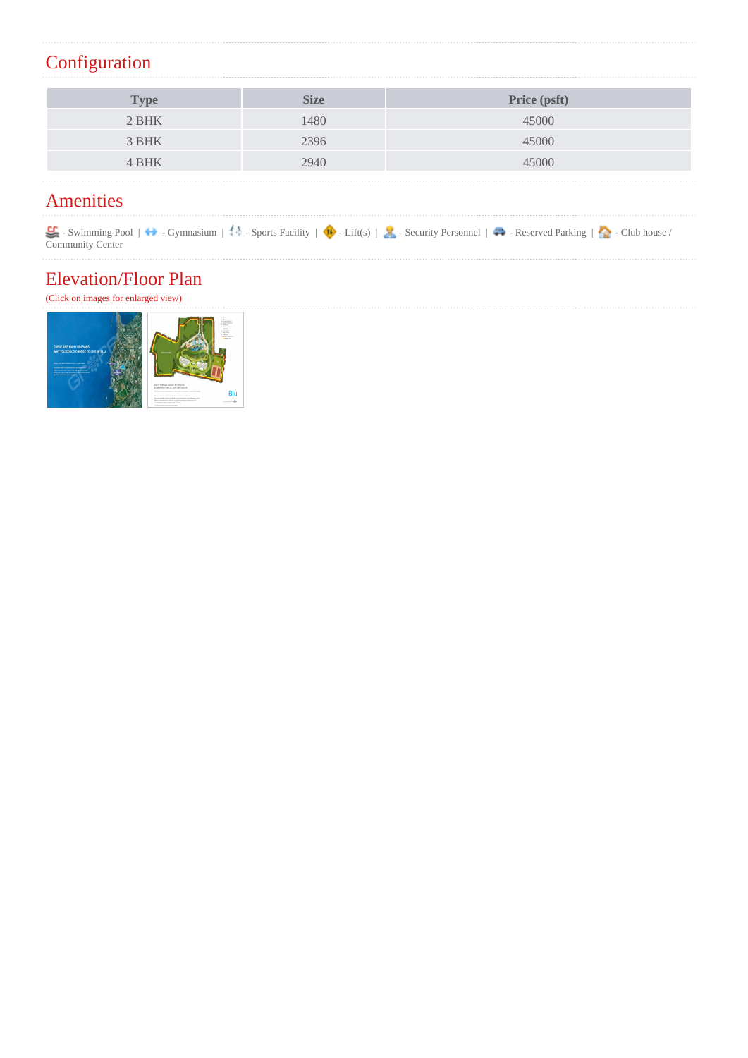## Configuration

| Type | Size | Price (psft) |
|---|---|---|
| 2 BHK | 1480 | 45000 |
| 3 BHK | 2396 | 45000 |
| 4 BHK | 2940 | 45000 |

## Amenities

- Swimming Pool | - Gymnasium | - Sports Facility | - Lift(s) | - Security Personnel | - Reserved Parking | - Club house / Community Center

## Elevation/Floor Plan

(Click on images for enlarged view)